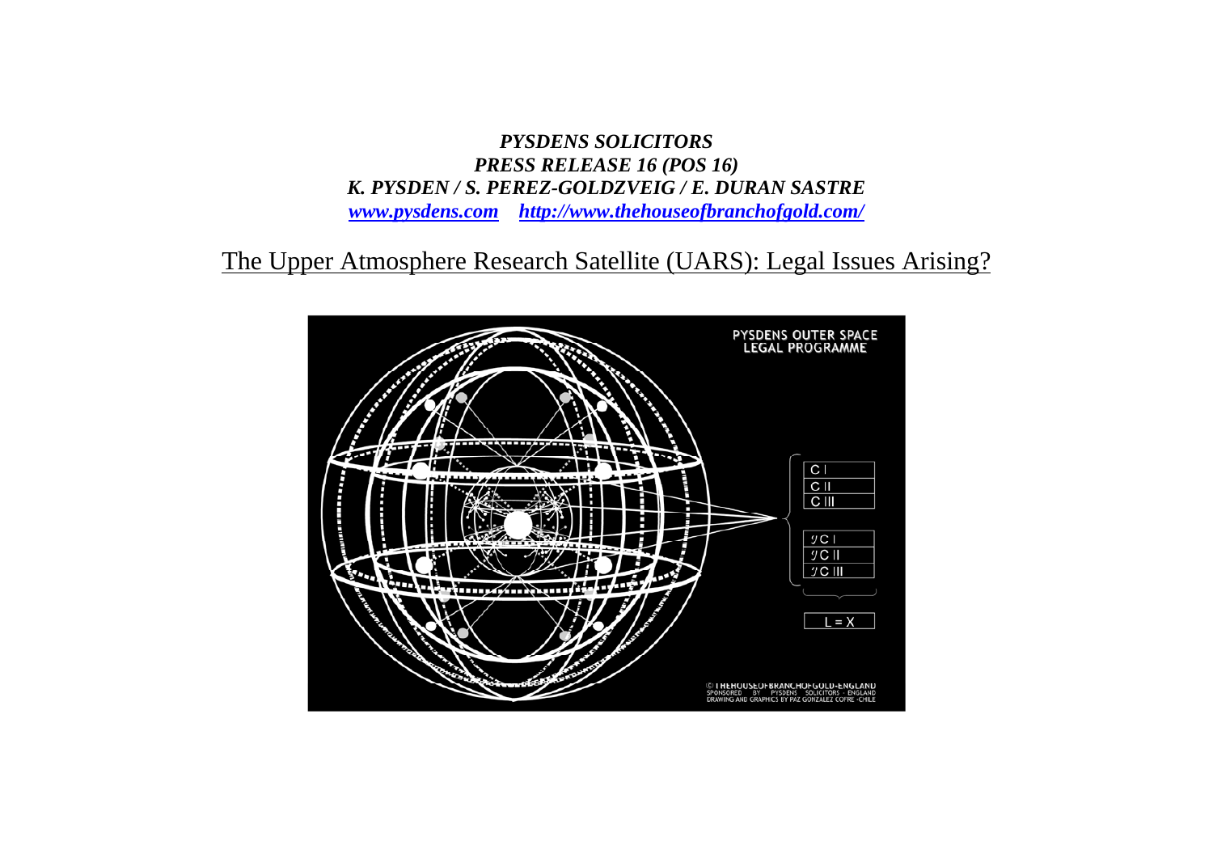***PYSDENS SOLICITORS***
***PRESS RELEASE 16 (POS 16)***
***K. PYSDEN / S. PEREZ-GOLDZVEIG / E. DURAN SASTRE***
***[www.pysdens.com](www.pysdens.com) [http://www.thehouseofbranchofgold.com/](http://www.thehouseofbranchofgold.com/)***

# The Upper Atmosphere Research Satellite (UARS): Legal Issues Arising?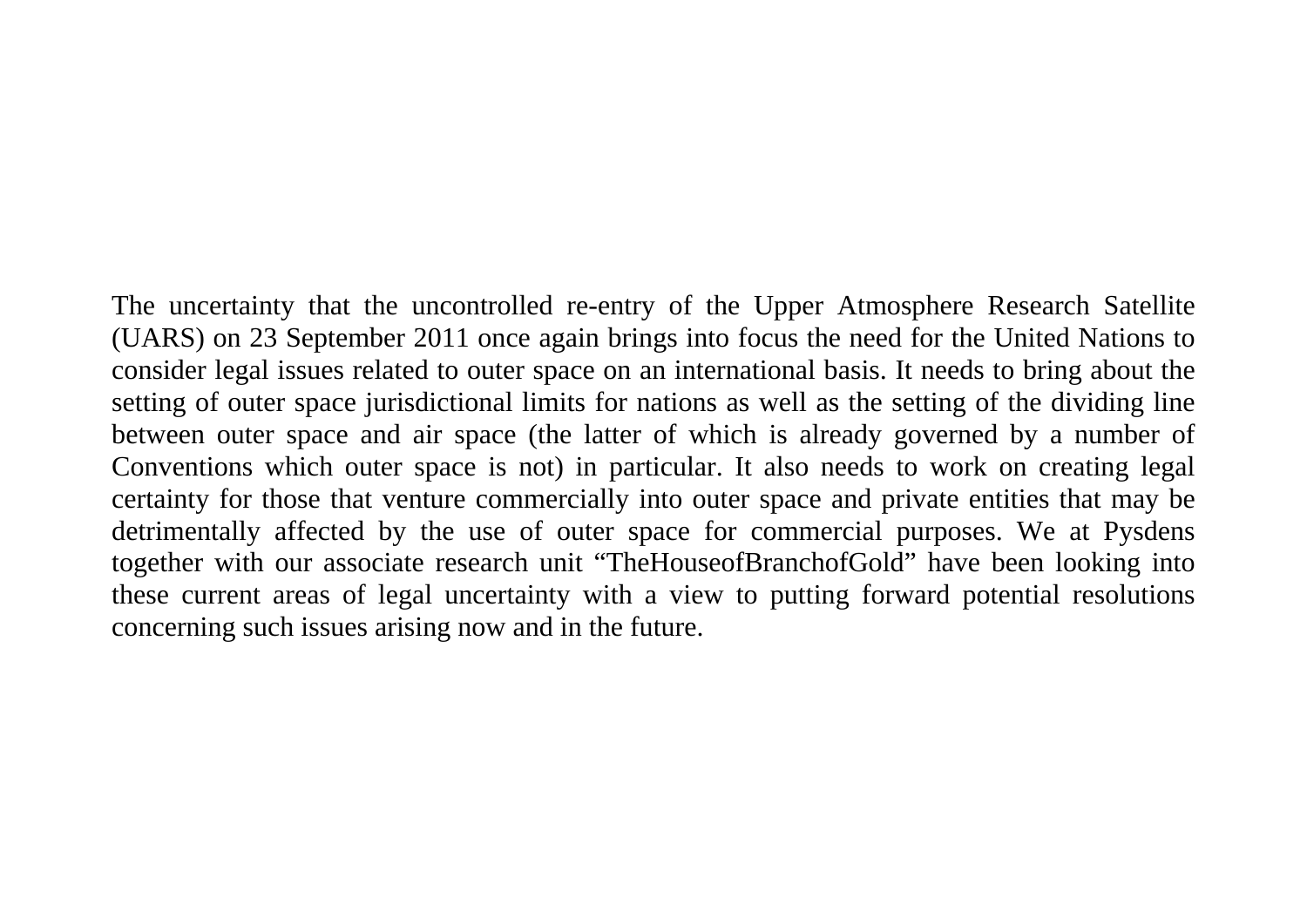The uncertainty that the uncontrolled re-entry of the Upper Atmosphere Research Satellite (UARS) on 23 September 2011 once again brings into focus the need for the United Nations to consider legal issues related to outer space on an international basis. It needs to bring about the setting of outer space jurisdictional limits for nations as well as the setting of the dividing line between outer space and air space (the latter of which is already governed by a number of Conventions which outer space is not) in particular. It also needs to work on creating legal certainty for those that venture commercially into outer space and private entities that may be detrimentally affected by the use of outer space for commercial purposes. We at Pysdens together with our associate research unit “TheHouseofBranchofGold” have been looking into these current areas of legal uncertainty with a view to putting forward potential resolutions concerning such issues arising now and in the future.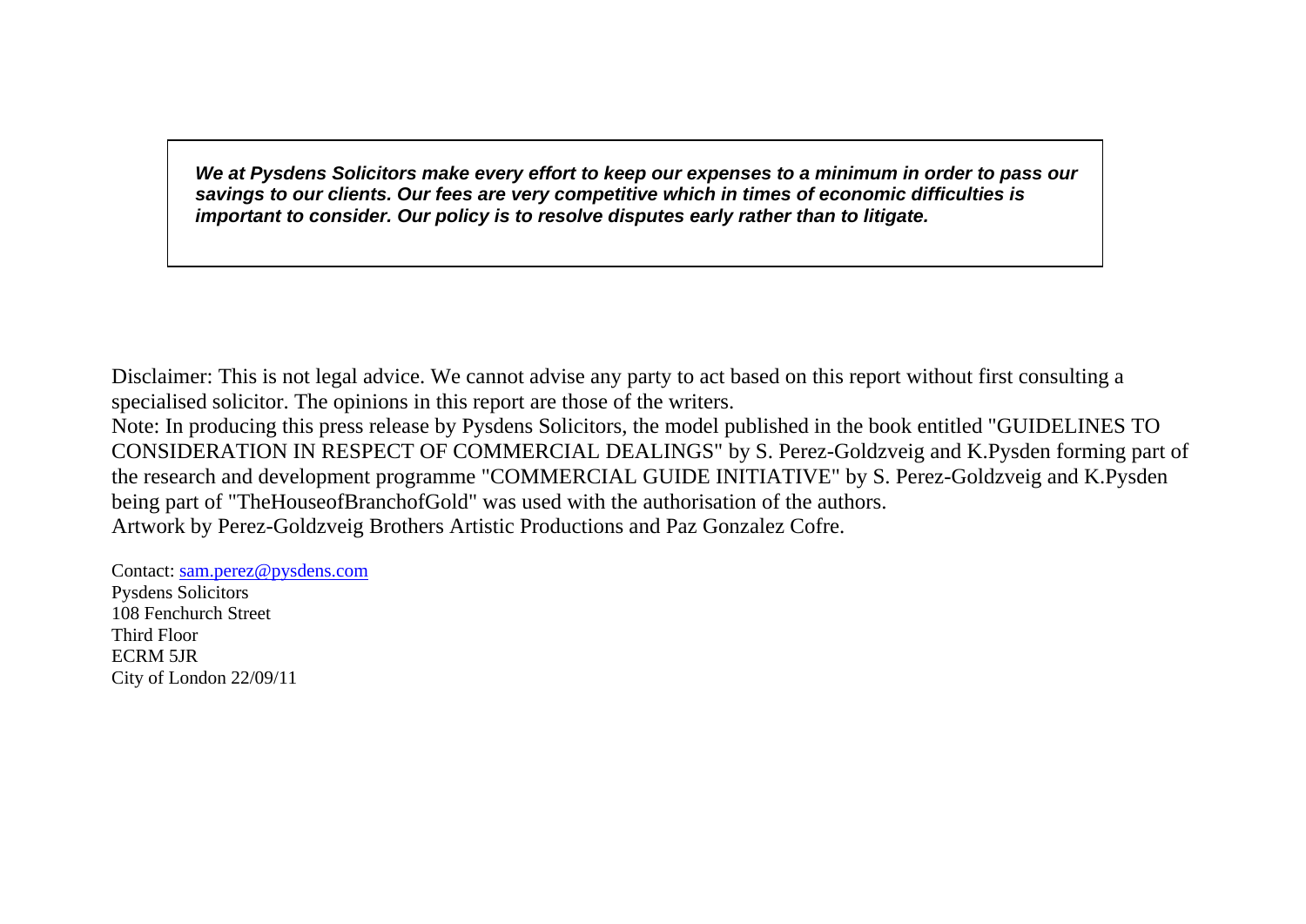***We at Pysdens Solicitors make every effort to keep our expenses to a minimum in order to pass our savings to our clients. Our fees are very competitive which in times of economic difficulties is important to consider. Our policy is to resolve disputes early rather than to litigate.***

Disclaimer: This is not legal advice. We cannot advise any party to act based on this report without first consulting a specialised solicitor. The opinions in this report are those of the writers.

Note: In producing this press release by Pysdens Solicitors, the model published in the book entitled "GUIDELINES TO CONSIDERATION IN RESPECT OF COMMERCIAL DEALINGS" by S. Perez-Goldzveig and K.Pysden forming part of the research and development programme "COMMERCIAL GUIDE INITIATIVE" by S. Perez-Goldzveig and K.Pysden being part of "TheHouseofBranchofGold" was used with the authorisation of the authors.

Artwork by Perez-Goldzveig Brothers Artistic Productions and Paz Gonzalez Cofre.

Contact: sam.perez@pysdens.com
Pysdens Solicitors
108 Fenchurch Street
Third Floor
ECRM 5JR
City of London 22/09/11